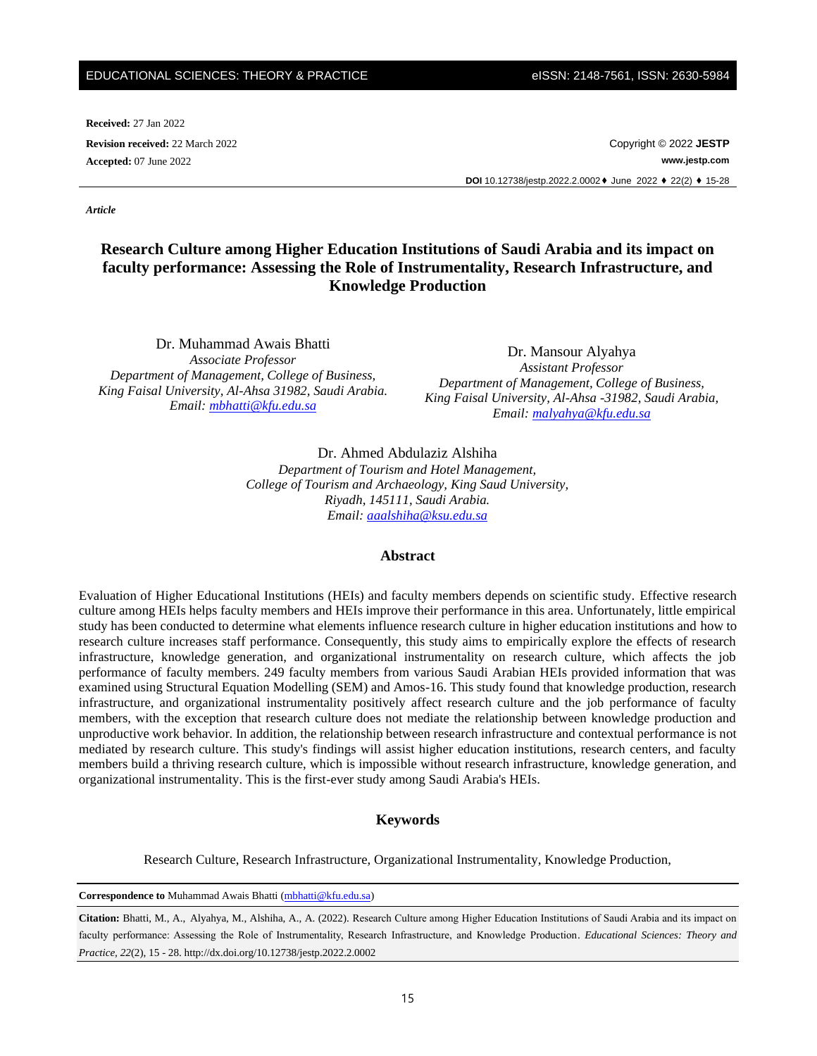**Received:** 27 Jan 2022

**Revision received:** 22 March 2022

**Accepted:** 07 June 2022

Copyright © 2022 **JESTP**

**www.jestp.com**

**DOI** 10.12738/jestp.2022.2.0002♦ June 2022 ♦ 22(2) ♦ 15-28

***Article***

# Research Culture among Higher Education Institutions of Saudi Arabia and its impact on faculty performance: Assessing the Role of Instrumentality, Research Infrastructure, and Knowledge Production

Dr. Muhammad Awais Bhatti
*Associate Professor*
*Department of Management, College of Business,*
*King Faisal University, Al-Ahsa 31982, Saudi Arabia.*
*Email: mbhatti@kfu.edu.sa*

Dr. Mansour Alyahya
*Assistant Professor*
*Department of Management, College of Business,*
*King Faisal University, Al-Ahsa -31982, Saudi Arabia,*
*Email: malyahya@kfu.edu.sa*

Dr. Ahmed Abdulaziz Alshiha
*Department of Tourism and Hotel Management,*
*College of Tourism and Archaeology, King Saud University,*
*Riyadh, 145111, Saudi Arabia.*
*Email: aaalshiha@ksu.edu.sa*

## Abstract

Evaluation of Higher Educational Institutions (HEIs) and faculty members depends on scientific study. Effective research culture among HEIs helps faculty members and HEIs improve their performance in this area. Unfortunately, little empirical study has been conducted to determine what elements influence research culture in higher education institutions and how to research culture increases staff performance. Consequently, this study aims to empirically explore the effects of research infrastructure, knowledge generation, and organizational instrumentality on research culture, which affects the job performance of faculty members. 249 faculty members from various Saudi Arabian HEIs provided information that was examined using Structural Equation Modelling (SEM) and Amos-16. This study found that knowledge production, research infrastructure, and organizational instrumentality positively affect research culture and the job performance of faculty members, with the exception that research culture does not mediate the relationship between knowledge production and unproductive work behavior. In addition, the relationship between research infrastructure and contextual performance is not mediated by research culture. This study's findings will assist higher education institutions, research centers, and faculty members build a thriving research culture, which is impossible without research infrastructure, knowledge generation, and organizational instrumentality. This is the first-ever study among Saudi Arabia's HEIs.

## Keywords

Research Culture, Research Infrastructure, Organizational Instrumentality, Knowledge Production,

**Correspondence to** Muhammad Awais Bhatti (mbhatti@kfu.edu.sa)

**Citation:** Bhatti, M., A., Alyahya, M., Alshiha, A., A. (2022). Research Culture among Higher Education Institutions of Saudi Arabia and its impact on faculty performance: Assessing the Role of Instrumentality, Research Infrastructure, and Knowledge Production. *Educational Sciences: Theory and Practice, 22*(2), 15 - 28. http://dx.doi.org/10.12738/jestp.2022.2.0002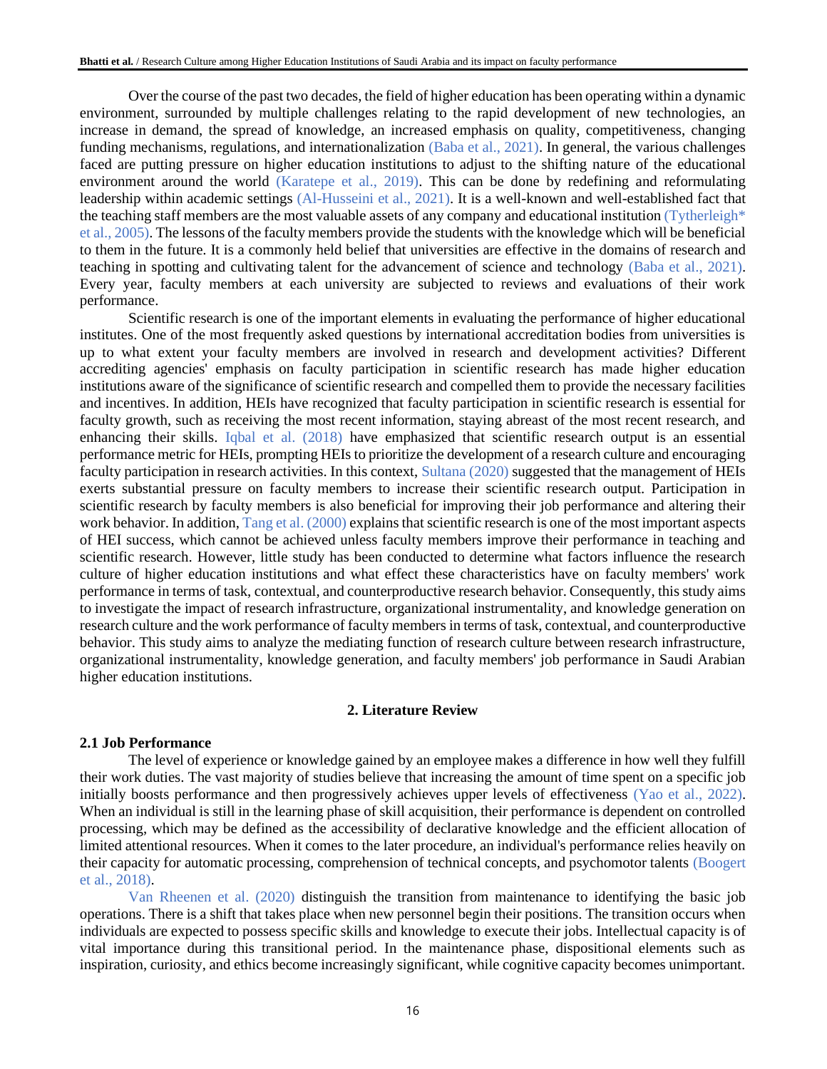Over the course of the past two decades, the field of higher education has been operating within a dynamic environment, surrounded by multiple challenges relating to the rapid development of new technologies, an increase in demand, the spread of knowledge, an increased emphasis on quality, competitiveness, changing funding mechanisms, regulations, and internationalization (Baba et al., 2021). In general, the various challenges faced are putting pressure on higher education institutions to adjust to the shifting nature of the educational environment around the world (Karatepe et al., 2019). This can be done by redefining and reformulating leadership within academic settings (Al-Husseini et al., 2021). It is a well-known and well-established fact that the teaching staff members are the most valuable assets of any company and educational institution (Tytherleigh* et al., 2005). The lessons of the faculty members provide the students with the knowledge which will be beneficial to them in the future. It is a commonly held belief that universities are effective in the domains of research and teaching in spotting and cultivating talent for the advancement of science and technology (Baba et al., 2021). Every year, faculty members at each university are subjected to reviews and evaluations of their work performance.

Scientific research is one of the important elements in evaluating the performance of higher educational institutes. One of the most frequently asked questions by international accreditation bodies from universities is up to what extent your faculty members are involved in research and development activities? Different accrediting agencies' emphasis on faculty participation in scientific research has made higher education institutions aware of the significance of scientific research and compelled them to provide the necessary facilities and incentives. In addition, HEIs have recognized that faculty participation in scientific research is essential for faculty growth, such as receiving the most recent information, staying abreast of the most recent research, and enhancing their skills. Iqbal et al. (2018) have emphasized that scientific research output is an essential performance metric for HEIs, prompting HEIs to prioritize the development of a research culture and encouraging faculty participation in research activities. In this context, Sultana (2020) suggested that the management of HEIs exerts substantial pressure on faculty members to increase their scientific research output. Participation in scientific research by faculty members is also beneficial for improving their job performance and altering their work behavior. In addition, Tang et al. (2000) explains that scientific research is one of the most important aspects of HEI success, which cannot be achieved unless faculty members improve their performance in teaching and scientific research. However, little study has been conducted to determine what factors influence the research culture of higher education institutions and what effect these characteristics have on faculty members' work performance in terms of task, contextual, and counterproductive research behavior. Consequently, this study aims to investigate the impact of research infrastructure, organizational instrumentality, and knowledge generation on research culture and the work performance of faculty members in terms of task, contextual, and counterproductive behavior. This study aims to analyze the mediating function of research culture between research infrastructure, organizational instrumentality, knowledge generation, and faculty members' job performance in Saudi Arabian higher education institutions.

## 2. Literature Review

### 2.1 Job Performance

The level of experience or knowledge gained by an employee makes a difference in how well they fulfill their work duties. The vast majority of studies believe that increasing the amount of time spent on a specific job initially boosts performance and then progressively achieves upper levels of effectiveness (Yao et al., 2022). When an individual is still in the learning phase of skill acquisition, their performance is dependent on controlled processing, which may be defined as the accessibility of declarative knowledge and the efficient allocation of limited attentional resources. When it comes to the later procedure, an individual's performance relies heavily on their capacity for automatic processing, comprehension of technical concepts, and psychomotor talents (Boogert et al., 2018).

Van Rheenen et al. (2020) distinguish the transition from maintenance to identifying the basic job operations. There is a shift that takes place when new personnel begin their positions. The transition occurs when individuals are expected to possess specific skills and knowledge to execute their jobs. Intellectual capacity is of vital importance during this transitional period. In the maintenance phase, dispositional elements such as inspiration, curiosity, and ethics become increasingly significant, while cognitive capacity becomes unimportant.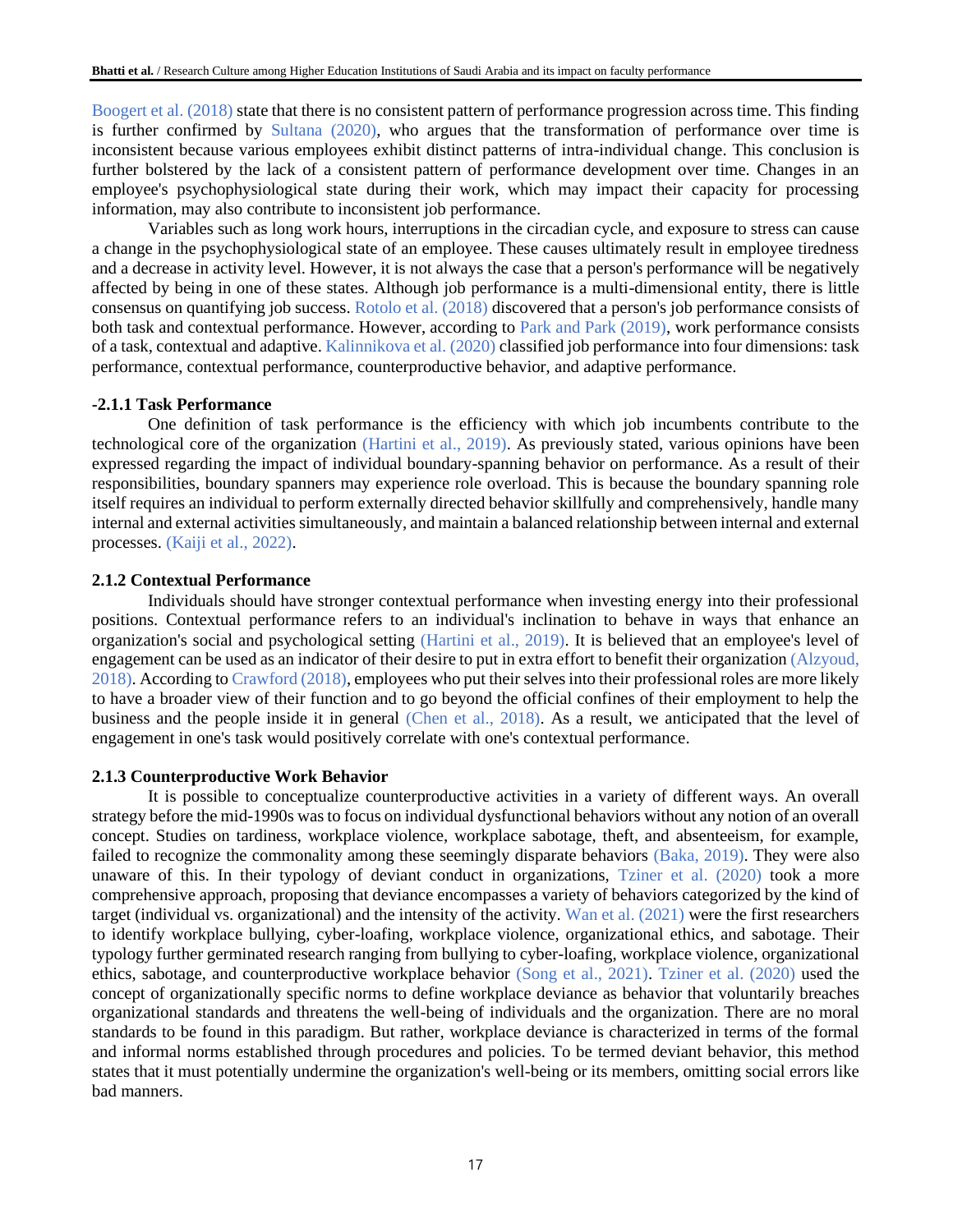Boogert et al. (2018) state that there is no consistent pattern of performance progression across time. This finding is further confirmed by Sultana (2020), who argues that the transformation of performance over time is inconsistent because various employees exhibit distinct patterns of intra-individual change. This conclusion is further bolstered by the lack of a consistent pattern of performance development over time. Changes in an employee's psychophysiological state during their work, which may impact their capacity for processing information, may also contribute to inconsistent job performance.

Variables such as long work hours, interruptions in the circadian cycle, and exposure to stress can cause a change in the psychophysiological state of an employee. These causes ultimately result in employee tiredness and a decrease in activity level. However, it is not always the case that a person's performance will be negatively affected by being in one of these states. Although job performance is a multi-dimensional entity, there is little consensus on quantifying job success. Rotolo et al. (2018) discovered that a person's job performance consists of both task and contextual performance. However, according to Park and Park (2019), work performance consists of a task, contextual and adaptive. Kalinnikova et al. (2020) classified job performance into four dimensions: task performance, contextual performance, counterproductive behavior, and adaptive performance.

### -2.1.1 Task Performance

One definition of task performance is the efficiency with which job incumbents contribute to the technological core of the organization (Hartini et al., 2019). As previously stated, various opinions have been expressed regarding the impact of individual boundary-spanning behavior on performance. As a result of their responsibilities, boundary spanners may experience role overload. This is because the boundary spanning role itself requires an individual to perform externally directed behavior skillfully and comprehensively, handle many internal and external activities simultaneously, and maintain a balanced relationship between internal and external processes. (Kaiji et al., 2022).

### 2.1.2 Contextual Performance

Individuals should have stronger contextual performance when investing energy into their professional positions. Contextual performance refers to an individual's inclination to behave in ways that enhance an organization's social and psychological setting (Hartini et al., 2019). It is believed that an employee's level of engagement can be used as an indicator of their desire to put in extra effort to benefit their organization (Alzyoud, 2018). According to Crawford (2018), employees who put their selves into their professional roles are more likely to have a broader view of their function and to go beyond the official confines of their employment to help the business and the people inside it in general (Chen et al., 2018). As a result, we anticipated that the level of engagement in one's task would positively correlate with one's contextual performance.

### 2.1.3 Counterproductive Work Behavior

It is possible to conceptualize counterproductive activities in a variety of different ways. An overall strategy before the mid-1990s was to focus on individual dysfunctional behaviors without any notion of an overall concept. Studies on tardiness, workplace violence, workplace sabotage, theft, and absenteeism, for example, failed to recognize the commonality among these seemingly disparate behaviors (Baka, 2019). They were also unaware of this. In their typology of deviant conduct in organizations, Tziner et al. (2020) took a more comprehensive approach, proposing that deviance encompasses a variety of behaviors categorized by the kind of target (individual vs. organizational) and the intensity of the activity. Wan et al. (2021) were the first researchers to identify workplace bullying, cyber-loafing, workplace violence, organizational ethics, and sabotage. Their typology further germinated research ranging from bullying to cyber-loafing, workplace violence, organizational ethics, sabotage, and counterproductive workplace behavior (Song et al., 2021). Tziner et al. (2020) used the concept of organizationally specific norms to define workplace deviance as behavior that voluntarily breaches organizational standards and threatens the well-being of individuals and the organization. There are no moral standards to be found in this paradigm. But rather, workplace deviance is characterized in terms of the formal and informal norms established through procedures and policies. To be termed deviant behavior, this method states that it must potentially undermine the organization's well-being or its members, omitting social errors like bad manners.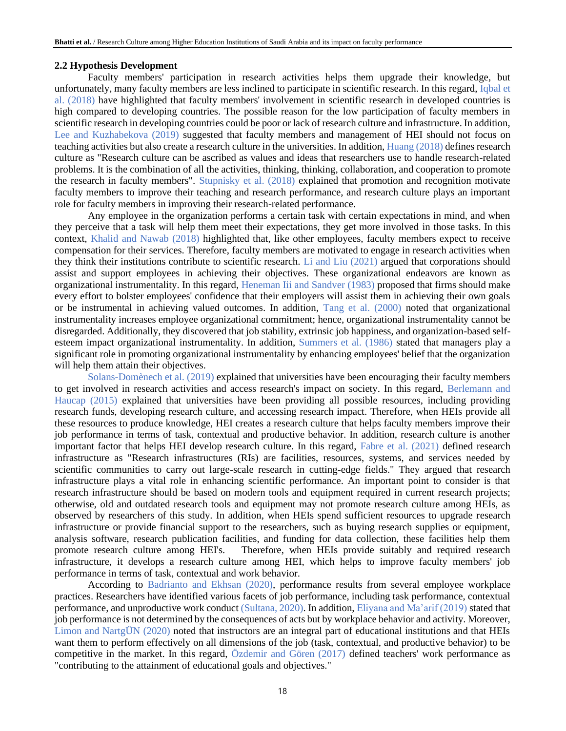### 2.2 Hypothesis Development

Faculty members' participation in research activities helps them upgrade their knowledge, but unfortunately, many faculty members are less inclined to participate in scientific research. In this regard, Iqbal et al. (2018) have highlighted that faculty members' involvement in scientific research in developed countries is high compared to developing countries. The possible reason for the low participation of faculty members in scientific research in developing countries could be poor or lack of research culture and infrastructure. In addition, Lee and Kuzhabekova (2019) suggested that faculty members and management of HEI should not focus on teaching activities but also create a research culture in the universities. In addition, Huang (2018) defines research culture as "Research culture can be ascribed as values and ideas that researchers use to handle research-related problems. It is the combination of all the activities, thinking, thinking, collaboration, and cooperation to promote the research in faculty members". Stupnisky et al. (2018) explained that promotion and recognition motivate faculty members to improve their teaching and research performance, and research culture plays an important role for faculty members in improving their research-related performance.

Any employee in the organization performs a certain task with certain expectations in mind, and when they perceive that a task will help them meet their expectations, they get more involved in those tasks. In this context, Khalid and Nawab (2018) highlighted that, like other employees, faculty members expect to receive compensation for their services. Therefore, faculty members are motivated to engage in research activities when they think their institutions contribute to scientific research. Li and Liu (2021) argued that corporations should assist and support employees in achieving their objectives. These organizational endeavors are known as organizational instrumentality. In this regard, Heneman Iii and Sandver (1983) proposed that firms should make every effort to bolster employees' confidence that their employers will assist them in achieving their own goals or be instrumental in achieving valued outcomes. In addition, Tang et al. (2000) noted that organizational instrumentality increases employee organizational commitment; hence, organizational instrumentality cannot be disregarded. Additionally, they discovered that job stability, extrinsic job happiness, and organization-based self-esteem impact organizational instrumentality. In addition, Summers et al. (1986) stated that managers play a significant role in promoting organizational instrumentality by enhancing employees' belief that the organization will help them attain their objectives.

Solans-Domènech et al. (2019) explained that universities have been encouraging their faculty members to get involved in research activities and access research's impact on society. In this regard, Berlemann and Haucap (2015) explained that universities have been providing all possible resources, including providing research funds, developing research culture, and accessing research impact. Therefore, when HEIs provide all these resources to produce knowledge, HEI creates a research culture that helps faculty members improve their job performance in terms of task, contextual and productive behavior. In addition, research culture is another important factor that helps HEI develop research culture. In this regard, Fabre et al. (2021) defined research infrastructure as "Research infrastructures (RIs) are facilities, resources, systems, and services needed by scientific communities to carry out large-scale research in cutting-edge fields." They argued that research infrastructure plays a vital role in enhancing scientific performance. An important point to consider is that research infrastructure should be based on modern tools and equipment required in current research projects; otherwise, old and outdated research tools and equipment may not promote research culture among HEIs, as observed by researchers of this study. In addition, when HEIs spend sufficient resources to upgrade research infrastructure or provide financial support to the researchers, such as buying research supplies or equipment, analysis software, research publication facilities, and funding for data collection, these facilities help them promote research culture among HEI's. Therefore, when HEIs provide suitably and required research infrastructure, it develops a research culture among HEI, which helps to improve faculty members' job performance in terms of task, contextual and work behavior.

According to Badrianto and Ekhsan (2020), performance results from several employee workplace practices. Researchers have identified various facets of job performance, including task performance, contextual performance, and unproductive work conduct (Sultana, 2020). In addition, Eliyana and Ma'arif (2019) stated that job performance is not determined by the consequences of acts but by workplace behavior and activity. Moreover, Limon and NartgÜN (2020) noted that instructors are an integral part of educational institutions and that HEIs want them to perform effectively on all dimensions of the job (task, contextual, and productive behavior) to be competitive in the market. In this regard, Özdemir and Gören (2017) defined teachers' work performance as "contributing to the attainment of educational goals and objectives."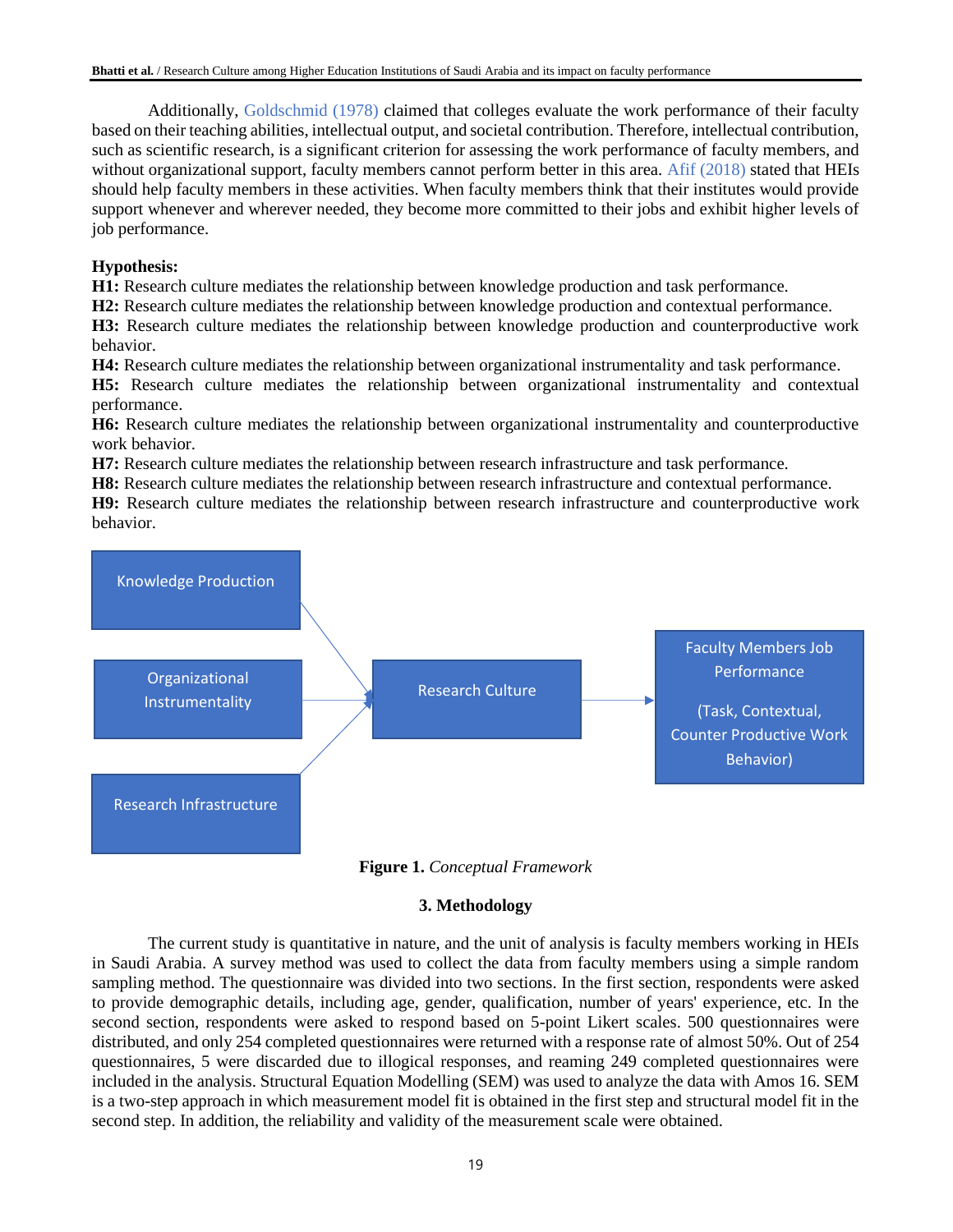Additionally, Goldschmid (1978) claimed that colleges evaluate the work performance of their faculty based on their teaching abilities, intellectual output, and societal contribution. Therefore, intellectual contribution, such as scientific research, is a significant criterion for assessing the work performance of faculty members, and without organizational support, faculty members cannot perform better in this area. Afif (2018) stated that HEIs should help faculty members in these activities. When faculty members think that their institutes would provide support whenever and wherever needed, they become more committed to their jobs and exhibit higher levels of job performance.

**Hypothesis:**

**H1:** Research culture mediates the relationship between knowledge production and task performance.
**H2:** Research culture mediates the relationship between knowledge production and contextual performance.
**H3:** Research culture mediates the relationship between knowledge production and counterproductive work behavior.
**H4:** Research culture mediates the relationship between organizational instrumentality and task performance.
**H5:** Research culture mediates the relationship between organizational instrumentality and contextual performance.
**H6:** Research culture mediates the relationship between organizational instrumentality and counterproductive work behavior.
**H7:** Research culture mediates the relationship between research infrastructure and task performance.
**H8:** Research culture mediates the relationship between research infrastructure and contextual performance.
**H9:** Research culture mediates the relationship between research infrastructure and counterproductive work behavior.

Knowledge Production

Organizational Instrumentality

Research Infrastructure

Research Culture

Faculty Members Job Performance

(Task, Contextual, Counter Productive Work Behavior)

**Figure 1.** *Conceptual Framework*

## 3. Methodology

The current study is quantitative in nature, and the unit of analysis is faculty members working in HEIs in Saudi Arabia. A survey method was used to collect the data from faculty members using a simple random sampling method. The questionnaire was divided into two sections. In the first section, respondents were asked to provide demographic details, including age, gender, qualification, number of years' experience, etc. In the second section, respondents were asked to respond based on 5-point Likert scales. 500 questionnaires were distributed, and only 254 completed questionnaires were returned with a response rate of almost 50%. Out of 254 questionnaires, 5 were discarded due to illogical responses, and reaming 249 completed questionnaires were included in the analysis. Structural Equation Modelling (SEM) was used to analyze the data with Amos 16. SEM is a two-step approach in which measurement model fit is obtained in the first step and structural model fit in the second step. In addition, the reliability and validity of the measurement scale were obtained.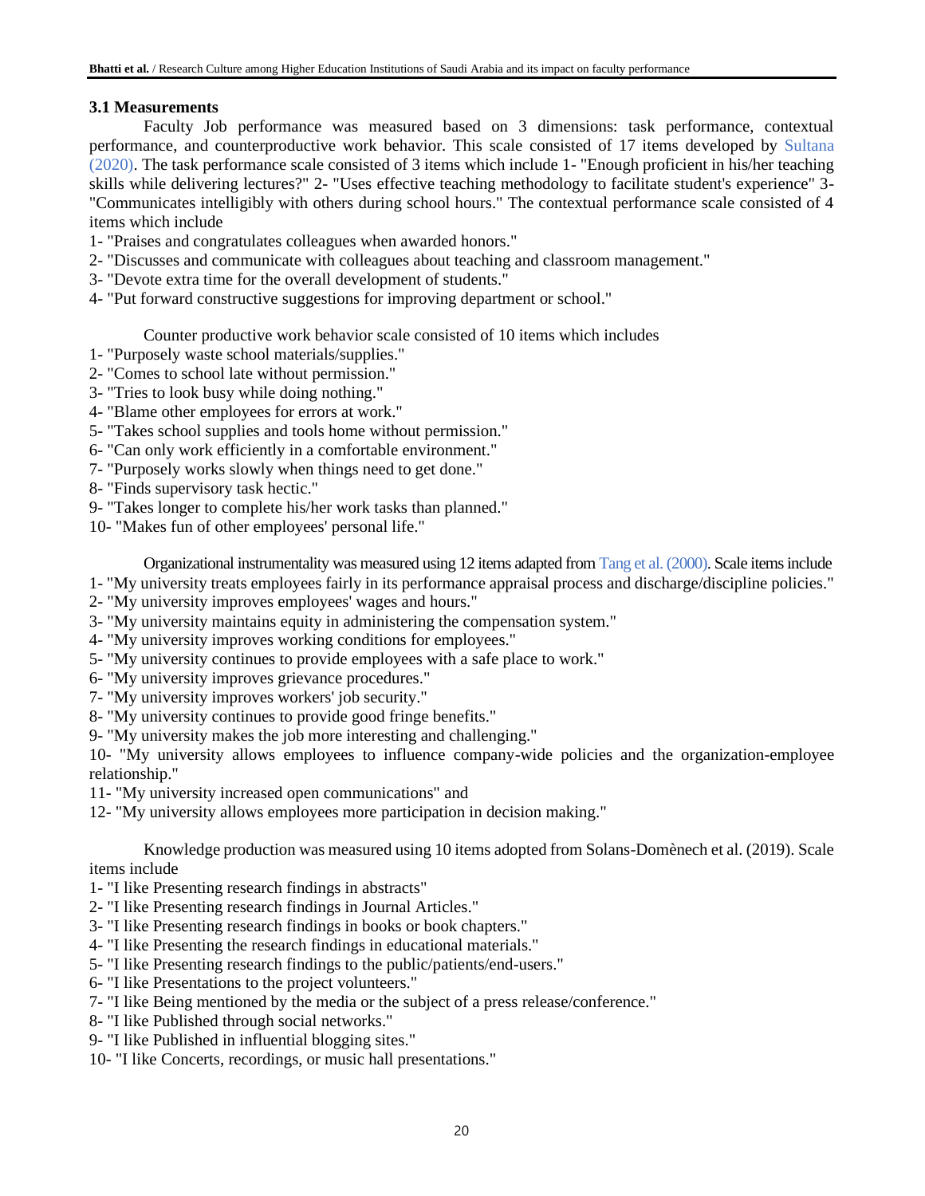### 3.1 Measurements

Faculty Job performance was measured based on 3 dimensions: task performance, contextual performance, and counterproductive work behavior. This scale consisted of 17 items developed by Sultana (2020). The task performance scale consisted of 3 items which include 1- "Enough proficient in his/her teaching skills while delivering lectures?" 2- "Uses effective teaching methodology to facilitate student's experience" 3- "Communicates intelligibly with others during school hours." The contextual performance scale consisted of 4 items which include

1- "Praises and congratulates colleagues when awarded honors."
2- "Discusses and communicate with colleagues about teaching and classroom management."
3- "Devote extra time for the overall development of students."
4- "Put forward constructive suggestions for improving department or school."

Counter productive work behavior scale consisted of 10 items which includes

1- "Purposely waste school materials/supplies."
2- "Comes to school late without permission."
3- "Tries to look busy while doing nothing."
4- "Blame other employees for errors at work."
5- "Takes school supplies and tools home without permission."
6- "Can only work efficiently in a comfortable environment."
7- "Purposely works slowly when things need to get done."
8- "Finds supervisory task hectic."
9- "Takes longer to complete his/her work tasks than planned."
10- "Makes fun of other employees' personal life."

Organizational instrumentality was measured using 12 items adapted from Tang et al. (2000). Scale items include

1- "My university treats employees fairly in its performance appraisal process and discharge/discipline policies."
2- "My university improves employees' wages and hours."
3- "My university maintains equity in administering the compensation system."
4- "My university improves working conditions for employees."
5- "My university continues to provide employees with a safe place to work."
6- "My university improves grievance procedures."
7- "My university improves workers' job security."
8- "My university continues to provide good fringe benefits."
9- "My university makes the job more interesting and challenging."
10- "My university allows employees to influence company-wide policies and the organization-employee relationship."
11- "My university increased open communications" and
12- "My university allows employees more participation in decision making."

Knowledge production was measured using 10 items adopted from Solans-Domènech et al. (2019). Scale items include

1- "I like Presenting research findings in abstracts"
2- "I like Presenting research findings in Journal Articles."
3- "I like Presenting research findings in books or book chapters."
4- "I like Presenting the research findings in educational materials."
5- "I like Presenting research findings to the public/patients/end-users."
6- "I like Presentations to the project volunteers."
7- "I like Being mentioned by the media or the subject of a press release/conference."
8- "I like Published through social networks."
9- "I like Published in influential blogging sites."
10- "I like Concerts, recordings, or music hall presentations."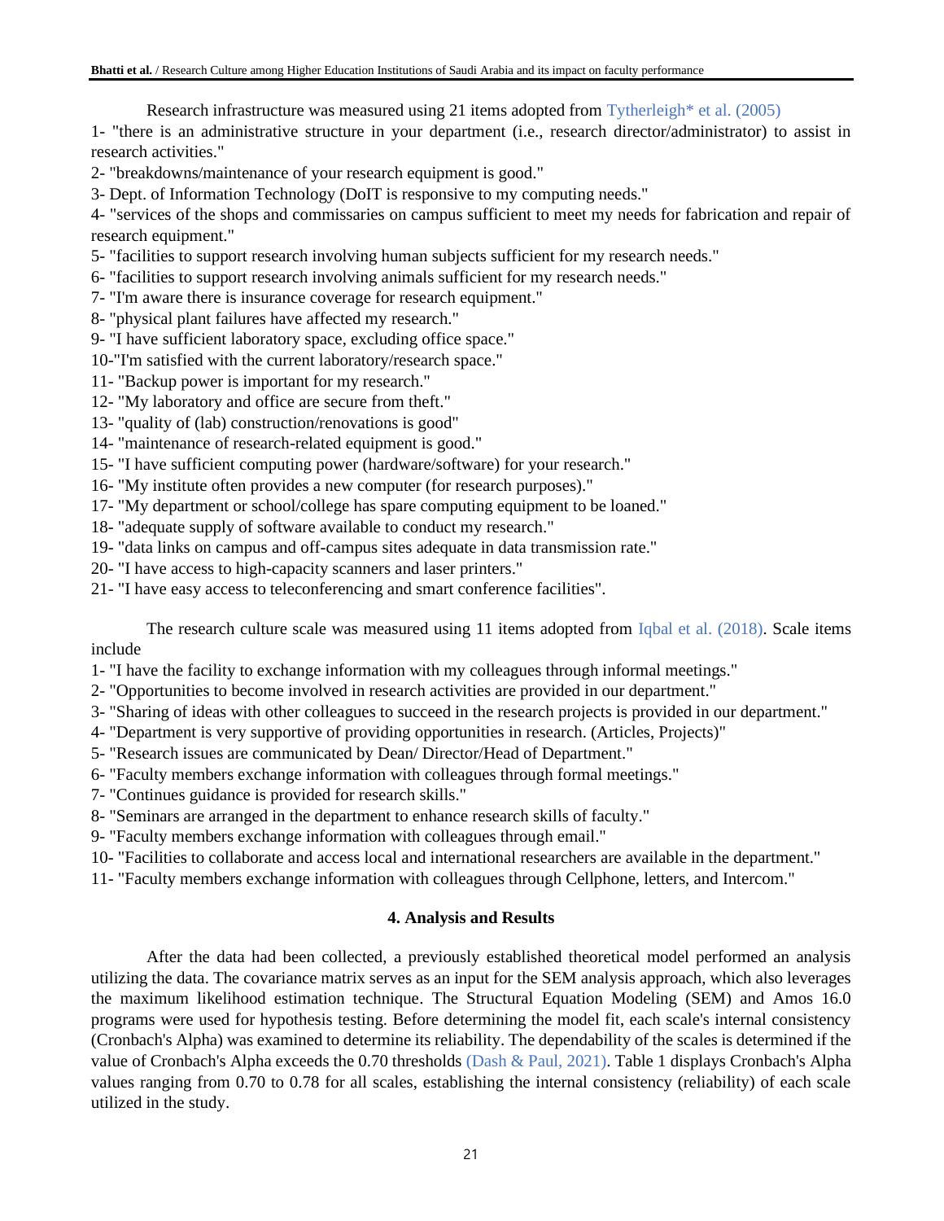Research infrastructure was measured using 21 items adopted from Tytherleigh* et al. (2005)

1- "there is an administrative structure in your department (i.e., research director/administrator) to assist in research activities."

2- "breakdowns/maintenance of your research equipment is good."

3- Dept. of Information Technology (DoIT is responsive to my computing needs."

4- "services of the shops and commissaries on campus sufficient to meet my needs for fabrication and repair of research equipment."

5- "facilities to support research involving human subjects sufficient for my research needs."

6- "facilities to support research involving animals sufficient for my research needs."

7- "I'm aware there is insurance coverage for research equipment."

8- "physical plant failures have affected my research."

9- "I have sufficient laboratory space, excluding office space."

10-"I'm satisfied with the current laboratory/research space."

11- "Backup power is important for my research."

12- "My laboratory and office are secure from theft."

13- "quality of (lab) construction/renovations is good"

14- "maintenance of research-related equipment is good."

15- "I have sufficient computing power (hardware/software) for your research."

16- "My institute often provides a new computer (for research purposes)."

17- "My department or school/college has spare computing equipment to be loaned."

18- "adequate supply of software available to conduct my research."

19- "data links on campus and off-campus sites adequate in data transmission rate."

20- "I have access to high-capacity scanners and laser printers."

21- "I have easy access to teleconferencing and smart conference facilities".

The research culture scale was measured using 11 items adopted from Iqbal et al. (2018). Scale items include

1- "I have the facility to exchange information with my colleagues through informal meetings."

2- "Opportunities to become involved in research activities are provided in our department."

3- "Sharing of ideas with other colleagues to succeed in the research projects is provided in our department."

4- "Department is very supportive of providing opportunities in research. (Articles, Projects)"

5- "Research issues are communicated by Dean/ Director/Head of Department."

6- "Faculty members exchange information with colleagues through formal meetings."

7- "Continues guidance is provided for research skills."

8- "Seminars are arranged in the department to enhance research skills of faculty."

9- "Faculty members exchange information with colleagues through email."

10- "Facilities to collaborate and access local and international researchers are available in the department."

11- "Faculty members exchange information with colleagues through Cellphone, letters, and Intercom."

## 4. Analysis and Results

After the data had been collected, a previously established theoretical model performed an analysis utilizing the data. The covariance matrix serves as an input for the SEM analysis approach, which also leverages the maximum likelihood estimation technique. The Structural Equation Modeling (SEM) and Amos 16.0 programs were used for hypothesis testing. Before determining the model fit, each scale's internal consistency (Cronbach's Alpha) was examined to determine its reliability. The dependability of the scales is determined if the value of Cronbach's Alpha exceeds the 0.70 thresholds (Dash & Paul, 2021). Table 1 displays Cronbach's Alpha values ranging from 0.70 to 0.78 for all scales, establishing the internal consistency (reliability) of each scale utilized in the study.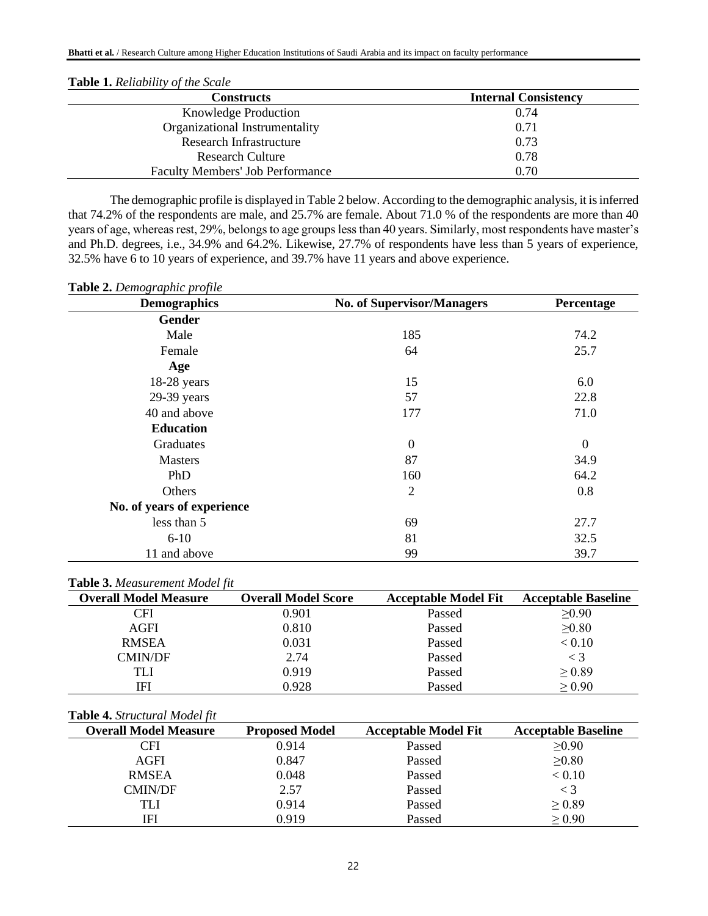**Table 1.** *Reliability of the Scale*

| Constructs | Internal Consistency |
|---|---|
| Knowledge Production | 0.74 |
| Organizational Instrumentality | 0.71 |
| Research Infrastructure | 0.73 |
| Research Culture | 0.78 |
| Faculty Members' Job Performance | 0.70 |

The demographic profile is displayed in Table 2 below. According to the demographic analysis, it is inferred that 74.2% of the respondents are male, and 25.7% are female. About 71.0 % of the respondents are more than 40 years of age, whereas rest, 29%, belongs to age groups less than 40 years. Similarly, most respondents have master's and Ph.D. degrees, i.e., 34.9% and 64.2%. Likewise, 27.7% of respondents have less than 5 years of experience, 32.5% have 6 to 10 years of experience, and 39.7% have 11 years and above experience.

**Table 2.** *Demographic profile*

| Demographics | No. of Supervisor/Managers | Percentage |
|---|---|---|
| **Gender** | | |
| Male | 185 | 74.2 |
| Female | 64 | 25.7 |
| **Age** | | |
| 18-28 years | 15 | 6.0 |
| 29-39 years | 57 | 22.8 |
| 40 and above | 177 | 71.0 |
| **Education** | | |
| Graduates | 0 | 0 |
| Masters | 87 | 34.9 |
| PhD | 160 | 64.2 |
| Others | 2 | 0.8 |
| **No. of years of experience** | | |
| less than 5 | 69 | 27.7 |
| 6-10 | 81 | 32.5 |
| 11 and above | 99 | 39.7 |

**Table 3.** *Measurement Model fit*

| Overall Model Measure | Overall Model Score | Acceptable Model Fit | Acceptable Baseline |
|---|---|---|---|
| CFI | 0.901 | Passed | ≥0.90 |
| AGFI | 0.810 | Passed | ≥0.80 |
| RMSEA | 0.031 | Passed | < 0.10 |
| CMIN/DF | 2.74 | Passed | < 3 |
| TLI | 0.919 | Passed | ≥ 0.89 |
| IFI | 0.928 | Passed | ≥ 0.90 |

**Table 4.** *Structural Model fit*

| Overall Model Measure | Proposed Model | Acceptable Model Fit | Acceptable Baseline |
|---|---|---|---|
| CFI | 0.914 | Passed | ≥0.90 |
| AGFI | 0.847 | Passed | ≥0.80 |
| RMSEA | 0.048 | Passed | < 0.10 |
| CMIN/DF | 2.57 | Passed | < 3 |
| TLI | 0.914 | Passed | ≥ 0.89 |
| IFI | 0.919 | Passed | ≥ 0.90 |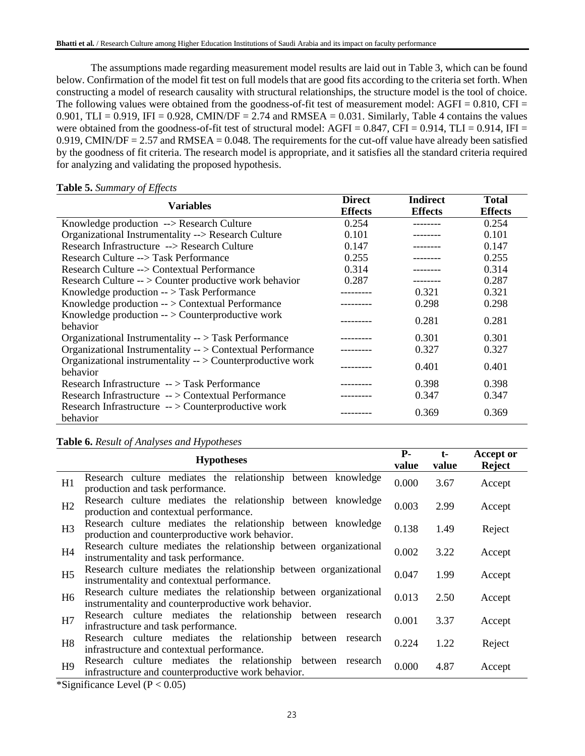The assumptions made regarding measurement model results are laid out in Table 3, which can be found below. Confirmation of the model fit test on full models that are good fits according to the criteria set forth. When constructing a model of research causality with structural relationships, the structure model is the tool of choice. The following values were obtained from the goodness-of-fit test of measurement model: AGFI = 0.810, CFI = 0.901, TLI = 0.919, IFI = 0.928, CMIN/DF = 2.74 and RMSEA = 0.031. Similarly, Table 4 contains the values were obtained from the goodness-of-fit test of structural model: AGFI = 0.847, CFI = 0.914, TLI = 0.914, IFI = 0.919, CMIN/DF = 2.57 and RMSEA = 0.048. The requirements for the cut-off value have already been satisfied by the goodness of fit criteria. The research model is appropriate, and it satisfies all the standard criteria required for analyzing and validating the proposed hypothesis.

**Table 5.** *Summary of Effects*

| Variables | Direct Effects | Indirect Effects | Total Effects |
|---|---|---|---|
| Knowledge production --> Research Culture | 0.254 | -------- | 0.254 |
| Organizational Instrumentality --> Research Culture | 0.101 | -------- | 0.101 |
| Research Infrastructure --> Research Culture | 0.147 | -------- | 0.147 |
| Research Culture --> Task Performance | 0.255 | -------- | 0.255 |
| Research Culture --> Contextual Performance | 0.314 | -------- | 0.314 |
| Research Culture -- > Counter productive work behavior | 0.287 | -------- | 0.287 |
| Knowledge production -- > Task Performance | --------- | 0.321 | 0.321 |
| Knowledge production -- > Contextual Performance | --------- | 0.298 | 0.298 |
| Knowledge production -- > Counterproductive work behavior | --------- | 0.281 | 0.281 |
| Organizational Instrumentality -- > Task Performance | --------- | 0.301 | 0.301 |
| Organizational Instrumentality -- > Contextual Performance | --------- | 0.327 | 0.327 |
| Organizational instrumentality -- > Counterproductive work behavior | --------- | 0.401 | 0.401 |
| Research Infrastructure -- > Task Performance | --------- | 0.398 | 0.398 |
| Research Infrastructure -- > Contextual Performance | --------- | 0.347 | 0.347 |
| Research Infrastructure -- > Counterproductive work behavior | --------- | 0.369 | 0.369 |

**Table 6.** *Result of Analyses and Hypotheses*

| | Hypotheses | P-value | t-value | Accept or Reject |
|---|---|---|---|---|
| H1 | Research culture mediates the relationship between knowledge production and task performance. | 0.000 | 3.67 | Accept |
| H2 | Research culture mediates the relationship between knowledge production and contextual performance. | 0.003 | 2.99 | Accept |
| H3 | Research culture mediates the relationship between knowledge production and counterproductive work behavior. | 0.138 | 1.49 | Reject |
| H4 | Research culture mediates the relationship between organizational instrumentality and task performance. | 0.002 | 3.22 | Accept |
| H5 | Research culture mediates the relationship between organizational instrumentality and contextual performance. | 0.047 | 1.99 | Accept |
| H6 | Research culture mediates the relationship between organizational instrumentality and counterproductive work behavior. | 0.013 | 2.50 | Accept |
| H7 | Research culture mediates the relationship between research infrastructure and task performance. | 0.001 | 3.37 | Accept |
| H8 | Research culture mediates the relationship between research infrastructure and contextual performance. | 0.224 | 1.22 | Reject |
| H9 | Research culture mediates the relationship between research infrastructure and counterproductive work behavior. | 0.000 | 4.87 | Accept |

*Significance Level ($P < 0.05$)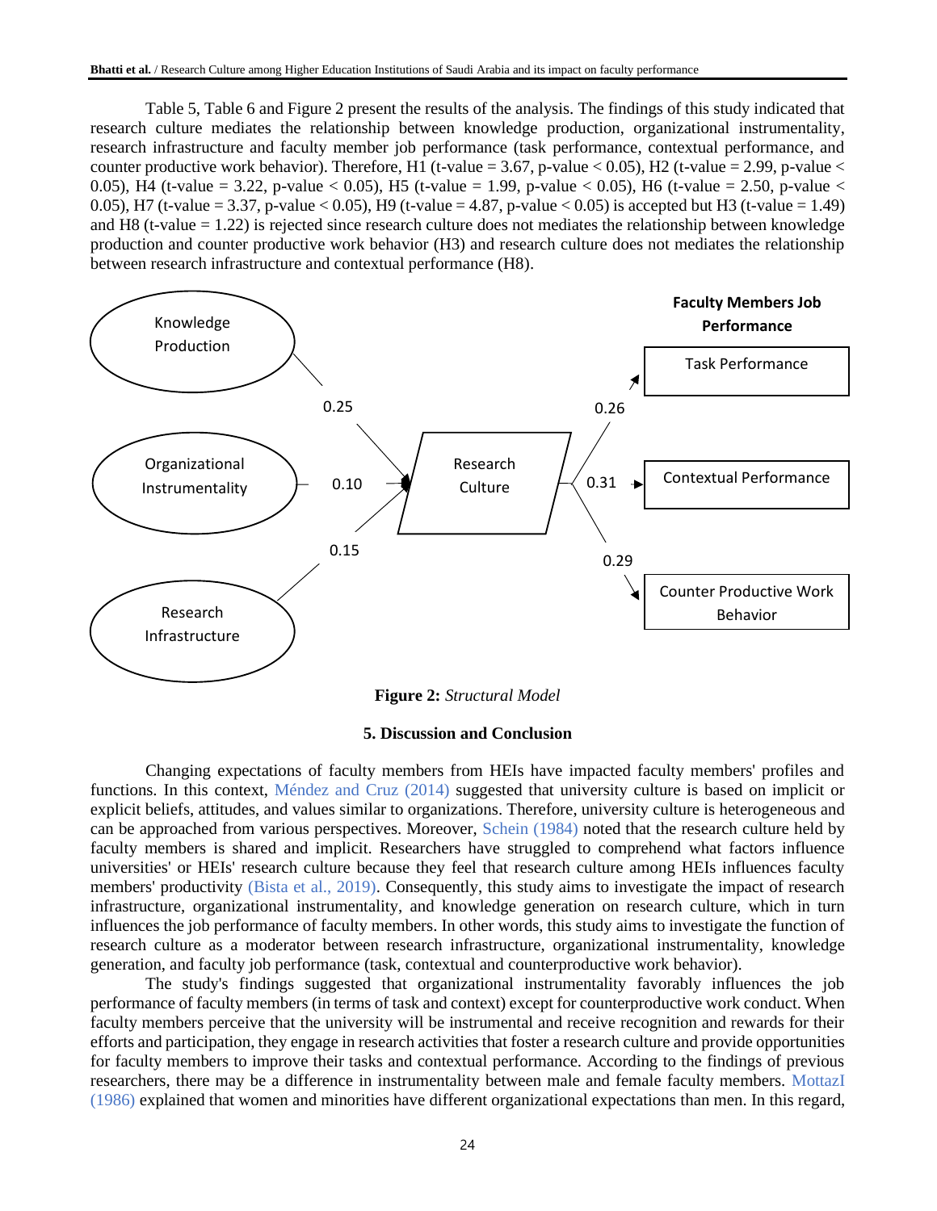Table 5, Table 6 and Figure 2 present the results of the analysis. The findings of this study indicated that research culture mediates the relationship between knowledge production, organizational instrumentality, research infrastructure and faculty member job performance (task performance, contextual performance, and counter productive work behavior). Therefore, H1 (t-value = 3.67, p-value < 0.05), H2 (t-value = 2.99, p-value < 0.05), H4 (t-value = 3.22, p-value < 0.05), H5 (t-value = 1.99, p-value < 0.05), H6 (t-value = 2.50, p-value < 0.05), H7 (t-value = 3.37, p-value < 0.05), H9 (t-value = 4.87, p-value < 0.05) is accepted but H3 (t-value = 1.49) and H8 (t-value = 1.22) is rejected since research culture does not mediates the relationship between knowledge production and counter productive work behavior (H3) and research culture does not mediates the relationship between research infrastructure and contextual performance (H8).

Knowledge Production — 0.25 → Research Culture

Organizational Instrumentality — 0.10 → Research Culture

Research Infrastructure — 0.15 → Research Culture

Faculty Members Job Performance

Research Culture — 0.26 → Task Performance

Research Culture — 0.31 → Contextual Performance

Research Culture — 0.29 → Counter Productive Work Behavior

**Figure 2:** *Structural Model*

## 5. Discussion and Conclusion

Changing expectations of faculty members from HEIs have impacted faculty members' profiles and functions. In this context, Méndez and Cruz (2014) suggested that university culture is based on implicit or explicit beliefs, attitudes, and values similar to organizations. Therefore, university culture is heterogeneous and can be approached from various perspectives. Moreover, Schein (1984) noted that the research culture held by faculty members is shared and implicit. Researchers have struggled to comprehend what factors influence universities' or HEIs' research culture because they feel that research culture among HEIs influences faculty members' productivity (Bista et al., 2019). Consequently, this study aims to investigate the impact of research infrastructure, organizational instrumentality, and knowledge generation on research culture, which in turn influences the job performance of faculty members. In other words, this study aims to investigate the function of research culture as a moderator between research infrastructure, organizational instrumentality, knowledge generation, and faculty job performance (task, contextual and counterproductive work behavior).

The study's findings suggested that organizational instrumentality favorably influences the job performance of faculty members (in terms of task and context) except for counterproductive work conduct. When faculty members perceive that the university will be instrumental and receive recognition and rewards for their efforts and participation, they engage in research activities that foster a research culture and provide opportunities for faculty members to improve their tasks and contextual performance. According to the findings of previous researchers, there may be a difference in instrumentality between male and female faculty members. MottazI (1986) explained that women and minorities have different organizational expectations than men. In this regard,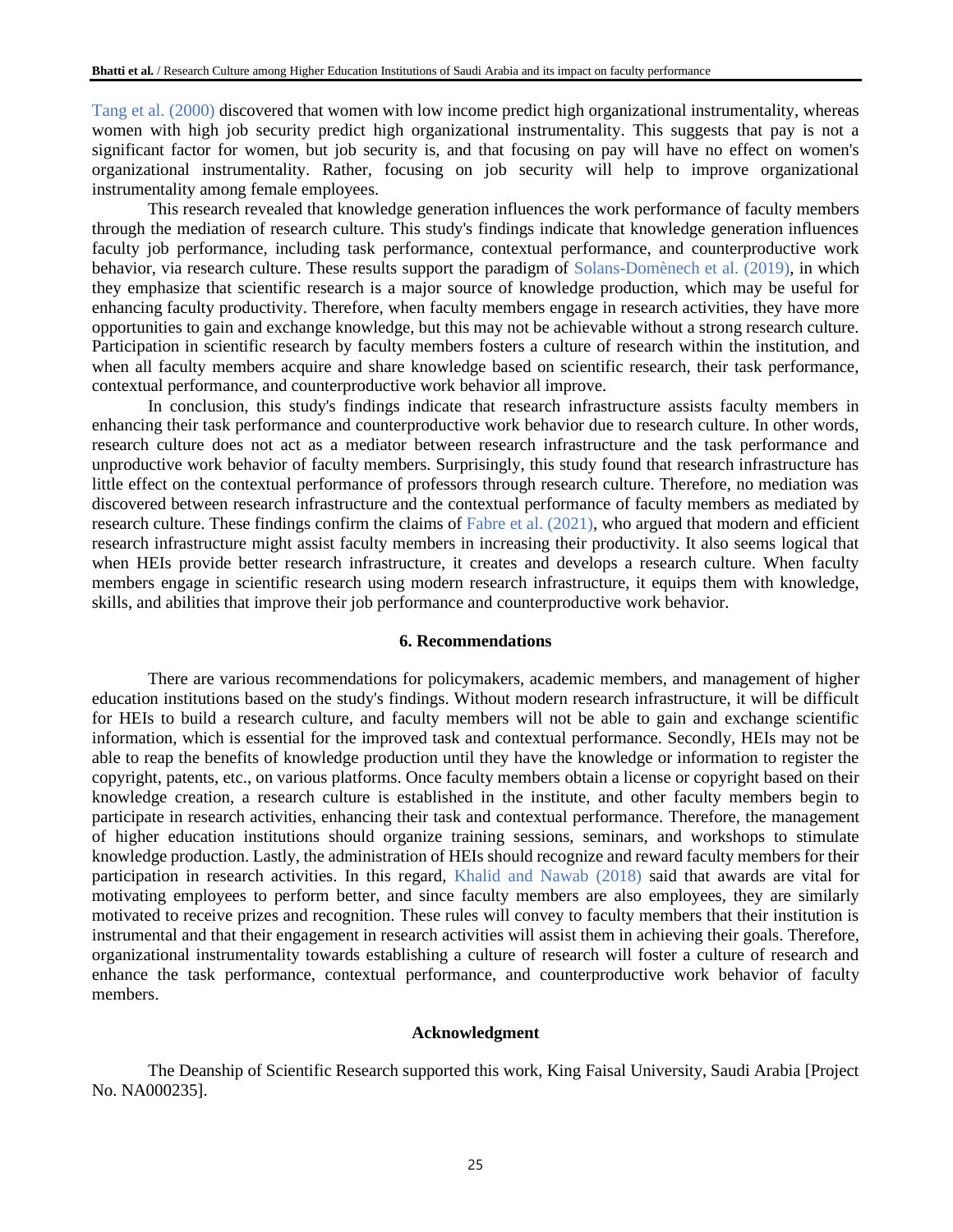Tang et al. (2000) discovered that women with low income predict high organizational instrumentality, whereas women with high job security predict high organizational instrumentality. This suggests that pay is not a significant factor for women, but job security is, and that focusing on pay will have no effect on women's organizational instrumentality. Rather, focusing on job security will help to improve organizational instrumentality among female employees.

This research revealed that knowledge generation influences the work performance of faculty members through the mediation of research culture. This study's findings indicate that knowledge generation influences faculty job performance, including task performance, contextual performance, and counterproductive work behavior, via research culture. These results support the paradigm of Solans-Domènech et al. (2019), in which they emphasize that scientific research is a major source of knowledge production, which may be useful for enhancing faculty productivity. Therefore, when faculty members engage in research activities, they have more opportunities to gain and exchange knowledge, but this may not be achievable without a strong research culture. Participation in scientific research by faculty members fosters a culture of research within the institution, and when all faculty members acquire and share knowledge based on scientific research, their task performance, contextual performance, and counterproductive work behavior all improve.

In conclusion, this study's findings indicate that research infrastructure assists faculty members in enhancing their task performance and counterproductive work behavior due to research culture. In other words, research culture does not act as a mediator between research infrastructure and the task performance and unproductive work behavior of faculty members. Surprisingly, this study found that research infrastructure has little effect on the contextual performance of professors through research culture. Therefore, no mediation was discovered between research infrastructure and the contextual performance of faculty members as mediated by research culture. These findings confirm the claims of Fabre et al. (2021), who argued that modern and efficient research infrastructure might assist faculty members in increasing their productivity. It also seems logical that when HEIs provide better research infrastructure, it creates and develops a research culture. When faculty members engage in scientific research using modern research infrastructure, it equips them with knowledge, skills, and abilities that improve their job performance and counterproductive work behavior.

## 6. Recommendations

There are various recommendations for policymakers, academic members, and management of higher education institutions based on the study's findings. Without modern research infrastructure, it will be difficult for HEIs to build a research culture, and faculty members will not be able to gain and exchange scientific information, which is essential for the improved task and contextual performance. Secondly, HEIs may not be able to reap the benefits of knowledge production until they have the knowledge or information to register the copyright, patents, etc., on various platforms. Once faculty members obtain a license or copyright based on their knowledge creation, a research culture is established in the institute, and other faculty members begin to participate in research activities, enhancing their task and contextual performance. Therefore, the management of higher education institutions should organize training sessions, seminars, and workshops to stimulate knowledge production. Lastly, the administration of HEIs should recognize and reward faculty members for their participation in research activities. In this regard, Khalid and Nawab (2018) said that awards are vital for motivating employees to perform better, and since faculty members are also employees, they are similarly motivated to receive prizes and recognition. These rules will convey to faculty members that their institution is instrumental and that their engagement in research activities will assist them in achieving their goals. Therefore, organizational instrumentality towards establishing a culture of research will foster a culture of research and enhance the task performance, contextual performance, and counterproductive work behavior of faculty members.

## Acknowledgment

The Deanship of Scientific Research supported this work, King Faisal University, Saudi Arabia [Project No. NA000235].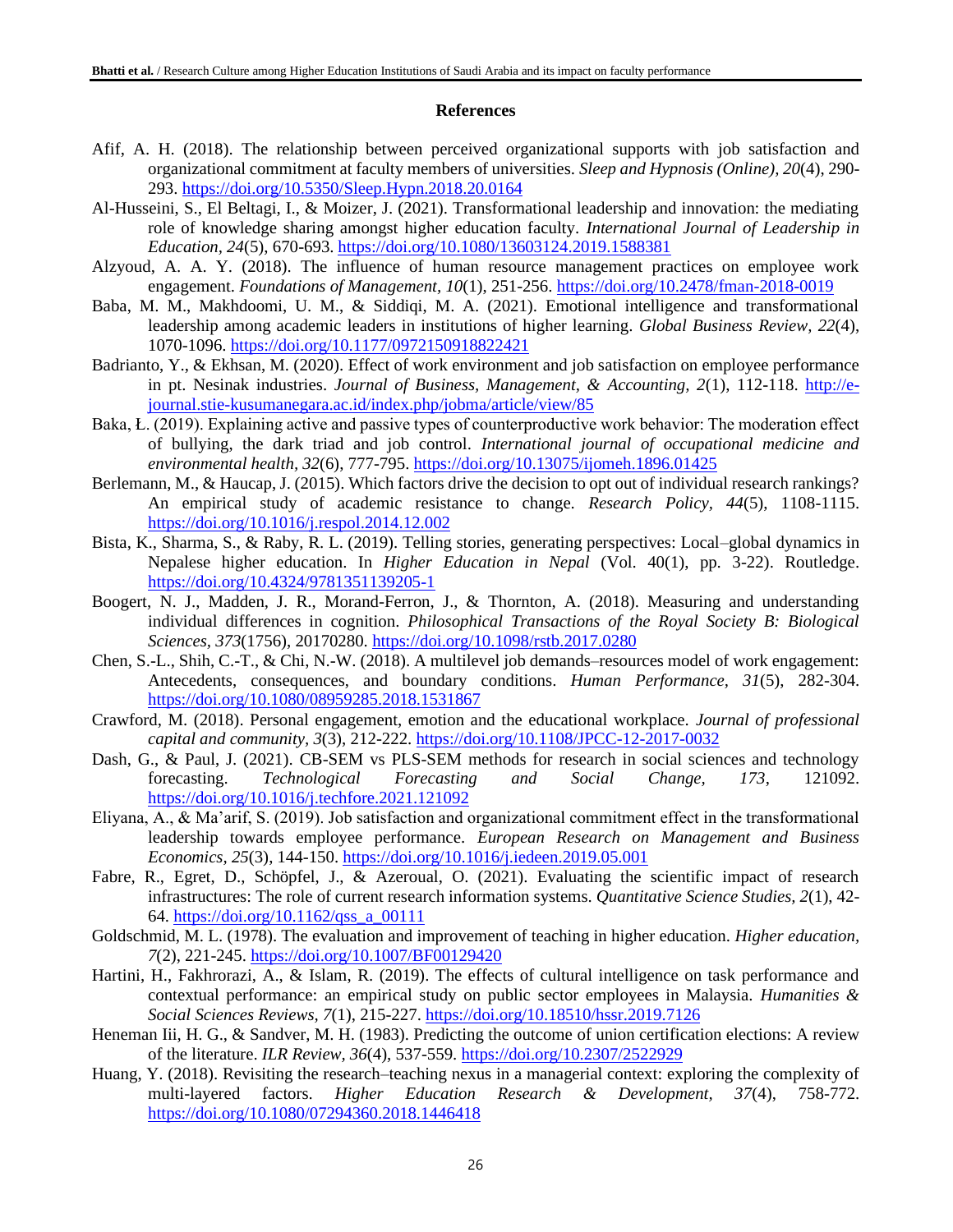**References**

Afif, A. H. (2018). The relationship between perceived organizational supports with job satisfaction and organizational commitment at faculty members of universities. *Sleep and Hypnosis (Online), 20*(4), 290-293. https://doi.org/10.5350/Sleep.Hypn.2018.20.0164

Al-Husseini, S., El Beltagi, I., & Moizer, J. (2021). Transformational leadership and innovation: the mediating role of knowledge sharing amongst higher education faculty. *International Journal of Leadership in Education, 24*(5), 670-693. https://doi.org/10.1080/13603124.2019.1588381

Alzyoud, A. A. Y. (2018). The influence of human resource management practices on employee work engagement. *Foundations of Management, 10*(1), 251-256. https://doi.org/10.2478/fman-2018-0019

Baba, M. M., Makhdoomi, U. M., & Siddiqi, M. A. (2021). Emotional intelligence and transformational leadership among academic leaders in institutions of higher learning. *Global Business Review, 22*(4), 1070-1096. https://doi.org/10.1177/0972150918822421

Badrianto, Y., & Ekhsan, M. (2020). Effect of work environment and job satisfaction on employee performance in pt. Nesinak industries. *Journal of Business, Management, & Accounting, 2*(1), 112-118. http://e-journal.stie-kusumanegara.ac.id/index.php/jobma/article/view/85

Baka, Ł. (2019). Explaining active and passive types of counterproductive work behavior: The moderation effect of bullying, the dark triad and job control. *International journal of occupational medicine and environmental health, 32*(6), 777-795. https://doi.org/10.13075/ijomeh.1896.01425

Berlemann, M., & Haucap, J. (2015). Which factors drive the decision to opt out of individual research rankings? An empirical study of academic resistance to change. *Research Policy, 44*(5), 1108-1115. https://doi.org/10.1016/j.respol.2014.12.002

Bista, K., Sharma, S., & Raby, R. L. (2019). Telling stories, generating perspectives: Local–global dynamics in Nepalese higher education. In *Higher Education in Nepal* (Vol. 40(1), pp. 3-22). Routledge. https://doi.org/10.4324/9781351139205-1

Boogert, N. J., Madden, J. R., Morand-Ferron, J., & Thornton, A. (2018). Measuring and understanding individual differences in cognition. *Philosophical Transactions of the Royal Society B: Biological Sciences, 373*(1756), 20170280. https://doi.org/10.1098/rstb.2017.0280

Chen, S.-L., Shih, C.-T., & Chi, N.-W. (2018). A multilevel job demands–resources model of work engagement: Antecedents, consequences, and boundary conditions. *Human Performance, 31*(5), 282-304. https://doi.org/10.1080/08959285.2018.1531867

Crawford, M. (2018). Personal engagement, emotion and the educational workplace. *Journal of professional capital and community, 3*(3), 212-222. https://doi.org/10.1108/JPCC-12-2017-0032

Dash, G., & Paul, J. (2021). CB-SEM vs PLS-SEM methods for research in social sciences and technology forecasting. *Technological Forecasting and Social Change, 173*, 121092. https://doi.org/10.1016/j.techfore.2021.121092

Eliyana, A., & Ma'arif, S. (2019). Job satisfaction and organizational commitment effect in the transformational leadership towards employee performance. *European Research on Management and Business Economics, 25*(3), 144-150. https://doi.org/10.1016/j.iedeen.2019.05.001

Fabre, R., Egret, D., Schöpfel, J., & Azeroual, O. (2021). Evaluating the scientific impact of research infrastructures: The role of current research information systems. *Quantitative Science Studies, 2*(1), 42-64. https://doi.org/10.1162/qss_a_00111

Goldschmid, M. L. (1978). The evaluation and improvement of teaching in higher education. *Higher education, 7*(2), 221-245. https://doi.org/10.1007/BF00129420

Hartini, H., Fakhrorazi, A., & Islam, R. (2019). The effects of cultural intelligence on task performance and contextual performance: an empirical study on public sector employees in Malaysia. *Humanities & Social Sciences Reviews, 7*(1), 215-227. https://doi.org/10.18510/hssr.2019.7126

Heneman Iii, H. G., & Sandver, M. H. (1983). Predicting the outcome of union certification elections: A review of the literature. *ILR Review, 36*(4), 537-559. https://doi.org/10.2307/2522929

Huang, Y. (2018). Revisiting the research–teaching nexus in a managerial context: exploring the complexity of multi-layered factors. *Higher Education Research & Development, 37*(4), 758-772. https://doi.org/10.1080/07294360.2018.1446418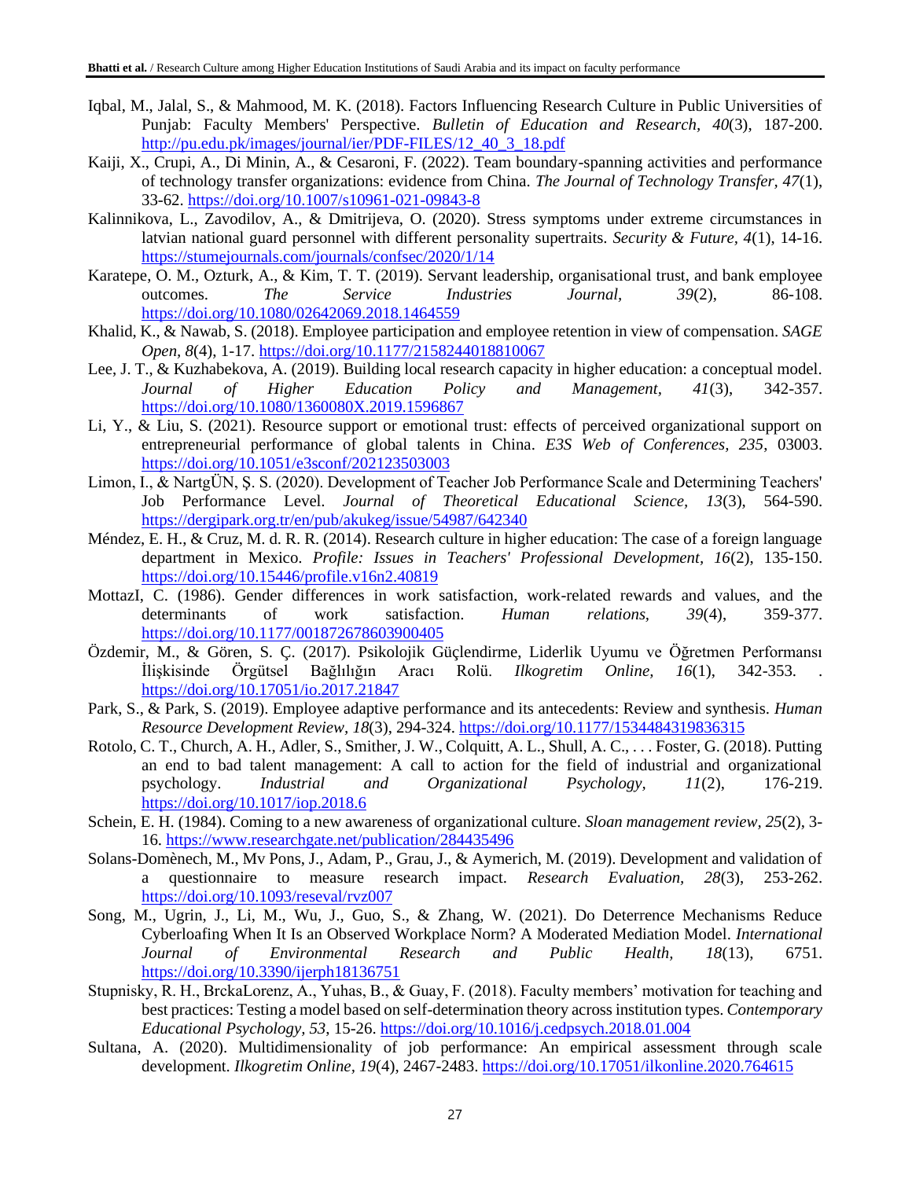Iqbal, M., Jalal, S., & Mahmood, M. K. (2018). Factors Influencing Research Culture in Public Universities of Punjab: Faculty Members' Perspective. *Bulletin of Education and Research, 40*(3), 187-200. http://pu.edu.pk/images/journal/ier/PDF-FILES/12_40_3_18.pdf

Kaiji, X., Crupi, A., Di Minin, A., & Cesaroni, F. (2022). Team boundary-spanning activities and performance of technology transfer organizations: evidence from China. *The Journal of Technology Transfer, 47*(1), 33-62. https://doi.org/10.1007/s10961-021-09843-8

Kalinnikova, L., Zavodilov, A., & Dmitrijeva, O. (2020). Stress symptoms under extreme circumstances in latvian national guard personnel with different personality supertraits. *Security & Future, 4*(1), 14-16. https://stumejournals.com/journals/confsec/2020/1/14

Karatepe, O. M., Ozturk, A., & Kim, T. T. (2019). Servant leadership, organisational trust, and bank employee outcomes. *The Service Industries Journal, 39*(2), 86-108. https://doi.org/10.1080/02642069.2018.1464559

Khalid, K., & Nawab, S. (2018). Employee participation and employee retention in view of compensation. *SAGE Open, 8*(4), 1-17. https://doi.org/10.1177/2158244018810067

Lee, J. T., & Kuzhabekova, A. (2019). Building local research capacity in higher education: a conceptual model. *Journal of Higher Education Policy and Management, 41*(3), 342-357. https://doi.org/10.1080/1360080X.2019.1596867

Li, Y., & Liu, S. (2021). Resource support or emotional trust: effects of perceived organizational support on entrepreneurial performance of global talents in China. *E3S Web of Conferences, 235*, 03003. https://doi.org/10.1051/e3sconf/202123503003

Limon, I., & NartgÜN, Ş. S. (2020). Development of Teacher Job Performance Scale and Determining Teachers' Job Performance Level. *Journal of Theoretical Educational Science, 13*(3), 564-590. https://dergipark.org.tr/en/pub/akukeg/issue/54987/642340

Méndez, E. H., & Cruz, M. d. R. R. (2014). Research culture in higher education: The case of a foreign language department in Mexico. *Profile: Issues in Teachers' Professional Development, 16*(2), 135-150. https://doi.org/10.15446/profile.v16n2.40819

MottazI, C. (1986). Gender differences in work satisfaction, work-related rewards and values, and the determinants of work satisfaction. *Human relations, 39*(4), 359-377. https://doi.org/10.1177/001872678603900405

Özdemir, M., & Gören, S. Ç. (2017). Psikolojik Güçlendirme, Liderlik Uyumu ve Öğretmen Performansı İlişkisinde Örgütsel Bağlılığın Aracı Rolü. *Ilkogretim Online, 16*(1), 342-353. . https://doi.org/10.17051/io.2017.21847

Park, S., & Park, S. (2019). Employee adaptive performance and its antecedents: Review and synthesis. *Human Resource Development Review, 18*(3), 294-324. https://doi.org/10.1177/1534484319836315

Rotolo, C. T., Church, A. H., Adler, S., Smither, J. W., Colquitt, A. L., Shull, A. C., . . . Foster, G. (2018). Putting an end to bad talent management: A call to action for the field of industrial and organizational psychology. *Industrial and Organizational Psychology, 11*(2), 176-219. https://doi.org/10.1017/iop.2018.6

Schein, E. H. (1984). Coming to a new awareness of organizational culture. *Sloan management review, 25*(2), 3-16. https://www.researchgate.net/publication/284435496

Solans-Domènech, M., Mv Pons, J., Adam, P., Grau, J., & Aymerich, M. (2019). Development and validation of a questionnaire to measure research impact. *Research Evaluation, 28*(3), 253-262. https://doi.org/10.1093/reseval/rvz007

Song, M., Ugrin, J., Li, M., Wu, J., Guo, S., & Zhang, W. (2021). Do Deterrence Mechanisms Reduce Cyberloafing When It Is an Observed Workplace Norm? A Moderated Mediation Model. *International Journal of Environmental Research and Public Health, 18*(13), 6751. https://doi.org/10.3390/ijerph18136751

Stupnisky, R. H., BrckaLorenz, A., Yuhas, B., & Guay, F. (2018). Faculty members' motivation for teaching and best practices: Testing a model based on self-determination theory across institution types. *Contemporary Educational Psychology, 53*, 15-26. https://doi.org/10.1016/j.cedpsych.2018.01.004

Sultana, A. (2020). Multidimensionality of job performance: An empirical assessment through scale development. *Ilkogretim Online, 19*(4), 2467-2483. https://doi.org/10.17051/ilkonline.2020.764615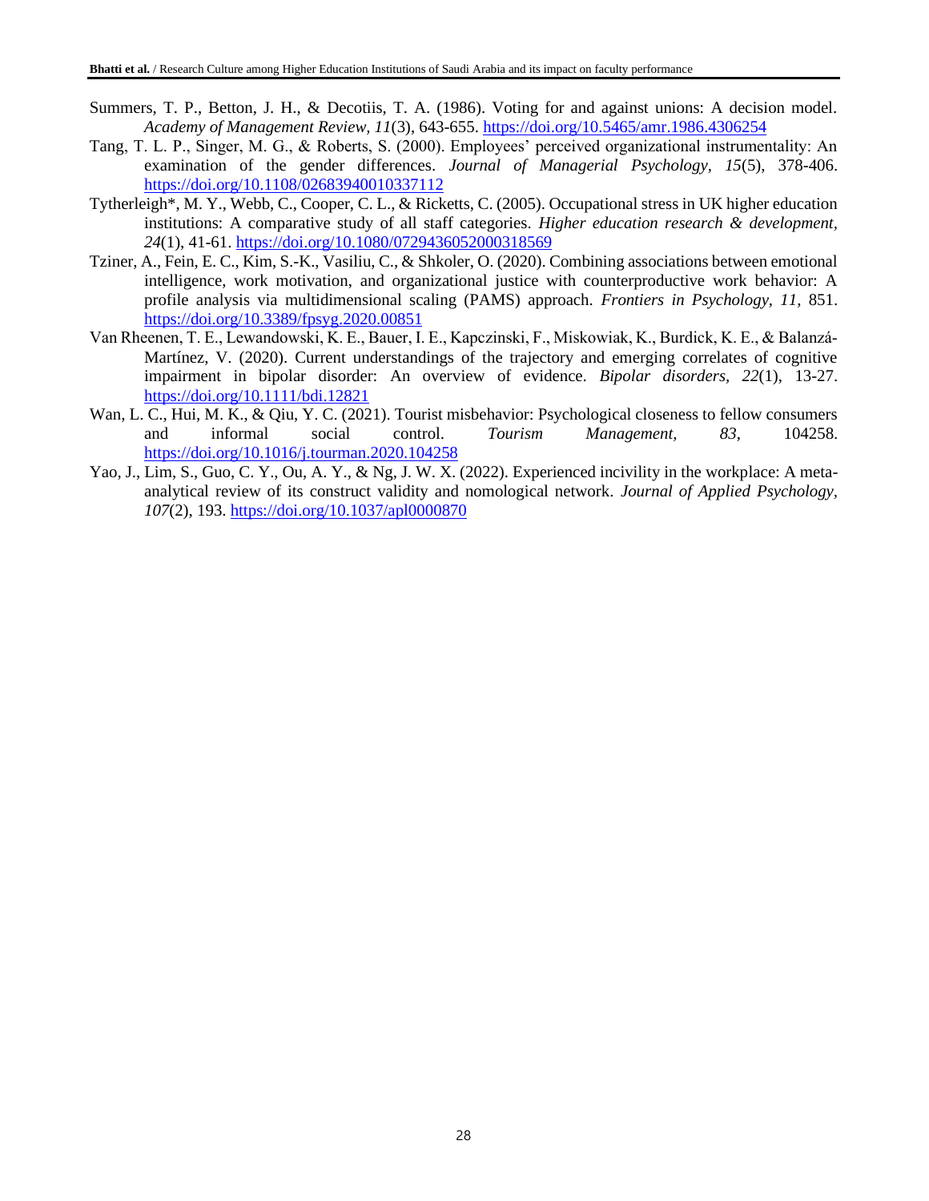Summers, T. P., Betton, J. H., & Decotiis, T. A. (1986). Voting for and against unions: A decision model. *Academy of Management Review*, *11*(3), 643-655. https://doi.org/10.5465/amr.1986.4306254

Tang, T. L. P., Singer, M. G., & Roberts, S. (2000). Employees' perceived organizational instrumentality: An examination of the gender differences. *Journal of Managerial Psychology*, *15*(5), 378-406. https://doi.org/10.1108/02683940010337112

Tytherleigh*, M. Y., Webb, C., Cooper, C. L., & Ricketts, C. (2005). Occupational stress in UK higher education institutions: A comparative study of all staff categories. *Higher education research & development*, *24*(1), 41-61. https://doi.org/10.1080/0729436052000318569

Tziner, A., Fein, E. C., Kim, S.-K., Vasiliu, C., & Shkoler, O. (2020). Combining associations between emotional intelligence, work motivation, and organizational justice with counterproductive work behavior: A profile analysis via multidimensional scaling (PAMS) approach. *Frontiers in Psychology*, *11*, 851. https://doi.org/10.3389/fpsyg.2020.00851

Van Rheenen, T. E., Lewandowski, K. E., Bauer, I. E., Kapczinski, F., Miskowiak, K., Burdick, K. E., & Balanzá-Martínez, V. (2020). Current understandings of the trajectory and emerging correlates of cognitive impairment in bipolar disorder: An overview of evidence. *Bipolar disorders*, *22*(1), 13-27. https://doi.org/10.1111/bdi.12821

Wan, L. C., Hui, M. K., & Qiu, Y. C. (2021). Tourist misbehavior: Psychological closeness to fellow consumers and informal social control. *Tourism Management*, *83*, 104258. https://doi.org/10.1016/j.tourman.2020.104258

Yao, J., Lim, S., Guo, C. Y., Ou, A. Y., & Ng, J. W. X. (2022). Experienced incivility in the workplace: A meta-analytical review of its construct validity and nomological network. *Journal of Applied Psychology*, *107*(2), 193. https://doi.org/10.1037/apl0000870